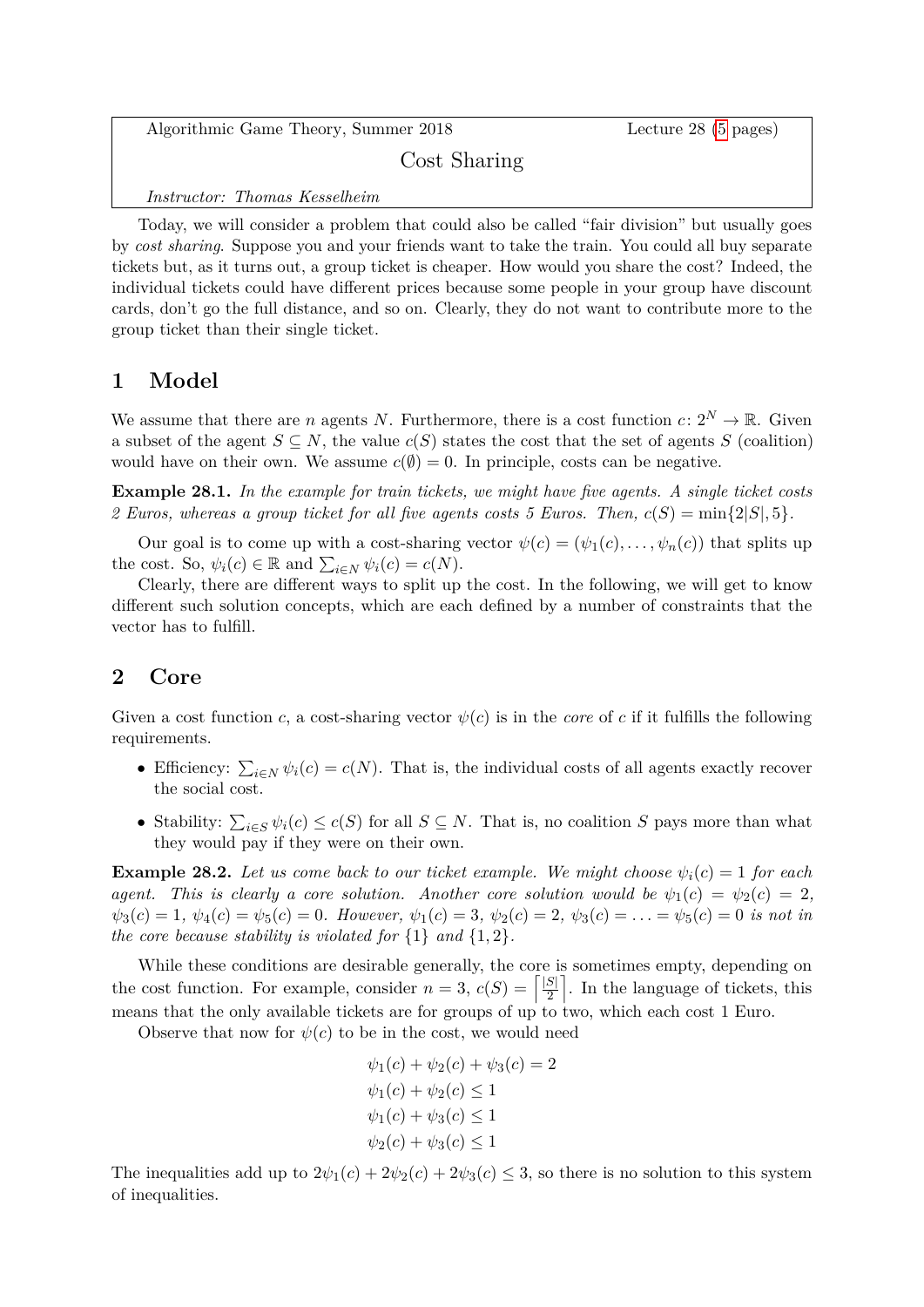Algorithmic Game Theory, Summer 2018 — Lecture 28 (5 pages)

# Cost Sharing

*Instructor: Thomas Kesselheim*

Today, we will consider a problem that could also be called "fair division" but usually goes by *cost sharing*. Suppose you and your friends want to take the train. You could all buy separate tickets but, as it turns out, a group ticket is cheaper. How would you share the cost? Indeed, the individual tickets could have different prices because some people in your group have discount cards, don't go the full distance, and so on. Clearly, they do not want to contribute more to the group ticket than their single ticket.

## 1 Model

We assume that there are $n$ agents $N$. Furthermore, there is a cost function $c\colon 2^N \to \mathbb{R}$. Given a subset of the agent $S \subseteq N$, the value $c(S)$ states the cost that the set of agents $S$ (coalition) would have on their own. We assume $c(\emptyset) = 0$. In principle, costs can be negative.

**Example 28.1.** *In the example for train tickets, we might have five agents. A single ticket costs 2 Euros, whereas a group ticket for all five agents costs 5 Euros. Then, $c(S) = \min\{2|S|, 5\}$.*

Our goal is to come up with a cost-sharing vector $\psi(c) = (\psi_1(c), \ldots, \psi_n(c))$ that splits up the cost. So, $\psi_i(c) \in \mathbb{R}$ and $\sum_{i \in N} \psi_i(c) = c(N)$.

Clearly, there are different ways to split up the cost. In the following, we will get to know different such solution concepts, which are each defined by a number of constraints that the vector has to fulfill.

## 2 Core

Given a cost function $c$, a cost-sharing vector $\psi(c)$ is in the *core* of $c$ if it fulfills the following requirements.

- Efficiency: $\sum_{i \in N} \psi_i(c) = c(N)$. That is, the individual costs of all agents exactly recover the social cost.
- Stability: $\sum_{i \in S} \psi_i(c) \leq c(S)$ for all $S \subseteq N$. That is, no coalition $S$ pays more than what they would pay if they were on their own.

**Example 28.2.** *Let us come back to our ticket example. We might choose $\psi_i(c) = 1$ for each agent. This is clearly a core solution. Another core solution would be $\psi_1(c) = \psi_2(c) = 2$, $\psi_3(c) = 1$, $\psi_4(c) = \psi_5(c) = 0$. However, $\psi_1(c) = 3$, $\psi_2(c) = 2$, $\psi_3(c) = \ldots = \psi_5(c) = 0$ is not in the core because stability is violated for $\{1\}$ and $\{1, 2\}$.*

While these conditions are desirable generally, the core is sometimes empty, depending on the cost function. For example, consider $n = 3$, $c(S) = \left\lceil \frac{|S|}{2} \right\rceil$. In the language of tickets, this means that the only available tickets are for groups of up to two, which each cost 1 Euro.

Observe that now for $\psi(c)$ to be in the cost, we would need

$$
\begin{aligned}
\psi_1(c) + \psi_2(c) + \psi_3(c) &= 2 \\
\psi_1(c) + \psi_2(c) &\leq 1 \\
\psi_1(c) + \psi_3(c) &\leq 1 \\
\psi_2(c) + \psi_3(c) &\leq 1
\end{aligned}
$$

The inequalities add up to $2\psi_1(c) + 2\psi_2(c) + 2\psi_3(c) \leq 3$, so there is no solution to this system of inequalities.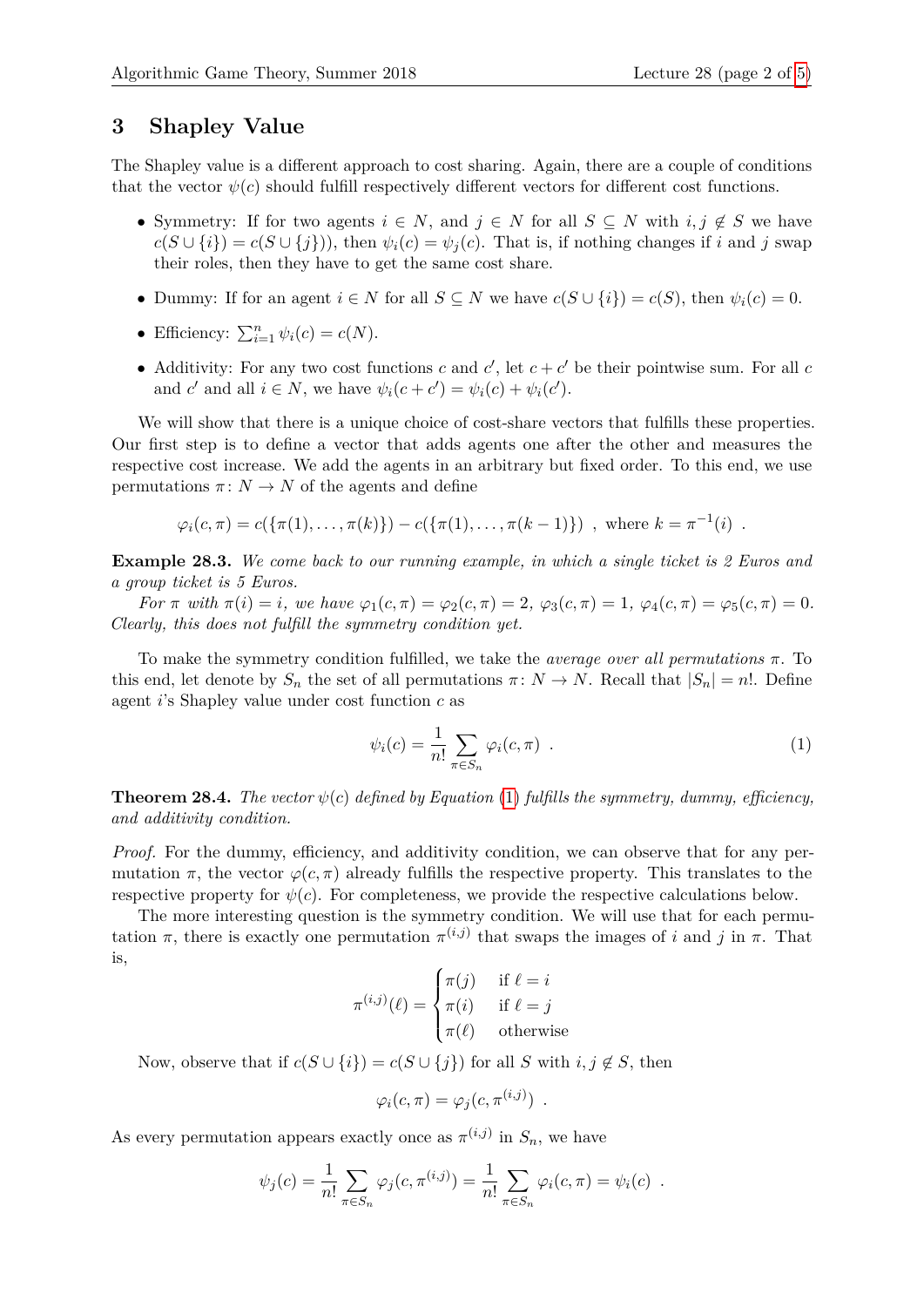## 3 Shapley Value

The Shapley value is a different approach to cost sharing. Again, there are a couple of conditions that the vector $\psi(c)$ should fulfill respectively different vectors for different cost functions.

- Symmetry: If for two agents $i \in N$, and $j \in N$ for all $S \subseteq N$ with $i, j \notin S$ we have $c(S \cup \{i\}) = c(S \cup \{j\}))$, then $\psi_i(c) = \psi_j(c)$. That is, if nothing changes if $i$ and $j$ swap their roles, then they have to get the same cost share.
- Dummy: If for an agent $i \in N$ for all $S \subseteq N$ we have $c(S \cup \{i\}) = c(S)$, then $\psi_i(c) = 0$.
- Efficiency: $\sum_{i=1}^{n} \psi_i(c) = c(N)$.
- Additivity: For any two cost functions $c$ and $c'$, let $c + c'$ be their pointwise sum. For all $c$ and $c'$ and all $i \in N$, we have $\psi_i(c + c') = \psi_i(c) + \psi_i(c')$.

We will show that there is a unique choice of cost-share vectors that fulfills these properties. Our first step is to define a vector that adds agents one after the other and measures the respective cost increase. We add the agents in an arbitrary but fixed order. To this end, we use permutations $\pi \colon N \to N$ of the agents and define

$$\varphi_i(c, \pi) = c(\{\pi(1), \ldots, \pi(k)\}) - c(\{\pi(1), \ldots, \pi(k-1)\}) \ \text{, where } k = \pi^{-1}(i) \ .$$

**Example 28.3.** *We come back to our running example, in which a single ticket is 2 Euros and a group ticket is 5 Euros.*

*For $\pi$ with $\pi(i) = i$, we have $\varphi_1(c, \pi) = \varphi_2(c, \pi) = 2$, $\varphi_3(c, \pi) = 1$, $\varphi_4(c, \pi) = \varphi_5(c, \pi) = 0$. Clearly, this does not fulfill the symmetry condition yet.*

To make the symmetry condition fulfilled, we take the *average over all permutations* $\pi$. To this end, let denote by $S_n$ the set of all permutations $\pi \colon N \to N$. Recall that $|S_n| = n!$. Define agent $i$'s Shapley value under cost function $c$ as

$$\psi_i(c) = \frac{1}{n!} \sum_{\pi \in S_n} \varphi_i(c, \pi) \ . \tag{1}$$

**Theorem 28.4.** *The vector $\psi(c)$ defined by Equation (1) fulfills the symmetry, dummy, efficiency, and additivity condition.*

*Proof.* For the dummy, efficiency, and additivity condition, we can observe that for any permutation $\pi$, the vector $\varphi(c, \pi)$ already fulfills the respective property. This translates to the respective property for $\psi(c)$. For completeness, we provide the respective calculations below.

The more interesting question is the symmetry condition. We will use that for each permutation $\pi$, there is exactly one permutation $\pi^{(i,j)}$ that swaps the images of $i$ and $j$ in $\pi$. That is,

$$\pi^{(i,j)}(\ell) = \begin{cases} \pi(j) & \text{if } \ell = i \\ \pi(i) & \text{if } \ell = j \\ \pi(\ell) & \text{otherwise} \end{cases}$$

Now, observe that if $c(S \cup \{i\}) = c(S \cup \{j\})$ for all $S$ with $i, j \notin S$, then

$$\varphi_i(c, \pi) = \varphi_j(c, \pi^{(i,j)}) \ .$$

As every permutation appears exactly once as $\pi^{(i,j)}$ in $S_n$, we have

$$\psi_j(c) = \frac{1}{n!} \sum_{\pi \in S_n} \varphi_j(c, \pi^{(i,j)}) = \frac{1}{n!} \sum_{\pi \in S_n} \varphi_i(c, \pi) = \psi_i(c) \ .$$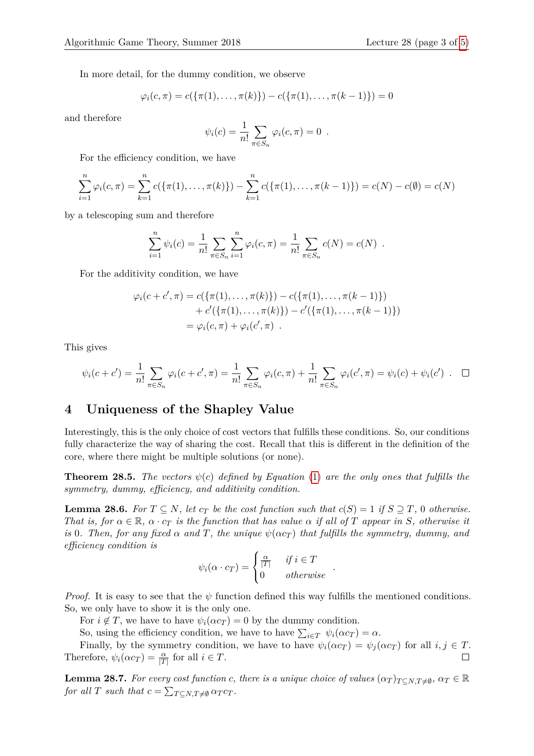In more detail, for the dummy condition, we observe

$$\varphi_i(c, \pi) = c(\{\pi(1), \dots, \pi(k)\}) - c(\{\pi(1), \dots, \pi(k-1)\}) = 0$$

and therefore

$$\psi_i(c) = \frac{1}{n!} \sum_{\pi \in S_n} \varphi_i(c, \pi) = 0 \ .$$

For the efficiency condition, we have

$$\sum_{i=1}^{n} \varphi_i(c, \pi) = \sum_{k=1}^{n} c(\{\pi(1), \dots, \pi(k)\}) - \sum_{k=1}^{n} c(\{\pi(1), \dots, \pi(k-1)\}) = c(N) - c(\emptyset) = c(N)$$

by a telescoping sum and therefore

$$\sum_{i=1}^{n} \psi_i(c) = \frac{1}{n!} \sum_{\pi \in S_n} \sum_{i=1}^{n} \varphi_i(c, \pi) = \frac{1}{n!} \sum_{\pi \in S_n} c(N) = c(N) \ .$$

For the additivity condition, we have

$$\begin{aligned}
\varphi_i(c + c', \pi) &= c(\{\pi(1), \dots, \pi(k)\}) - c(\{\pi(1), \dots, \pi(k-1)\}) \\
&\quad + c'(\{\pi(1), \dots, \pi(k)\}) - c'(\{\pi(1), \dots, \pi(k-1)\}) \\
&= \varphi_i(c, \pi) + \varphi_i(c', \pi) \ .
\end{aligned}$$

This gives

$$\psi_i(c + c') = \frac{1}{n!} \sum_{\pi \in S_n} \varphi_i(c + c', \pi) = \frac{1}{n!} \sum_{\pi \in S_n} \varphi_i(c, \pi) + \frac{1}{n!} \sum_{\pi \in S_n} \varphi_i(c', \pi) = \psi_i(c) + \psi_i(c') \ . \quad \square$$

## 4 Uniqueness of the Shapley Value

Interestingly, this is the only choice of cost vectors that fulfills these conditions. So, our conditions fully characterize the way of sharing the cost. Recall that this is different in the definition of the core, where there might be multiple solutions (or none).

**Theorem 28.5.** *The vectors $\psi(c)$ defined by Equation (1) are the only ones that fulfills the symmetry, dummy, efficiency, and additivity condition.*

**Lemma 28.6.** *For $T \subseteq N$, let $c_T$ be the cost function such that $c(S) = 1$ if $S \supseteq T$, 0 otherwise. That is, for $\alpha \in \mathbb{R}$, $\alpha \cdot c_T$ is the function that has value $\alpha$ if all of $T$ appear in $S$, otherwise it is 0. Then, for any fixed $\alpha$ and $T$, the unique $\psi(\alpha c_T)$ that fulfills the symmetry, dummy, and efficiency condition is*

$$\psi_i(\alpha \cdot c_T) = \begin{cases} \frac{\alpha}{|T|} & \text{if } i \in T \\ 0 & \text{otherwise} \end{cases} \ .$$

*Proof.* It is easy to see that the $\psi$ function defined this way fulfills the mentioned conditions. So, we only have to show it is the only one.

For $i \notin T$, we have to have $\psi_i(\alpha c_T) = 0$ by the dummy condition.

So, using the efficiency condition, we have to have $\sum_{i \in T} \ \psi_i(\alpha c_T) = \alpha$.

Finally, by the symmetry condition, we have to have $\psi_i(\alpha c_T) = \psi_j(\alpha c_T)$ for all $i, j \in T$. Therefore, $\psi_i(\alpha c_T) = \frac{\alpha}{|T|}$ for all $i \in T$. $\square$

**Lemma 28.7.** *For every cost function $c$, there is a unique choice of values $(\alpha_T)_{T \subseteq N, T \neq \emptyset}$, $\alpha_T \in \mathbb{R}$ for all $T$ such that $c = \sum_{T \subseteq N, T \neq \emptyset} \alpha_T c_T$.*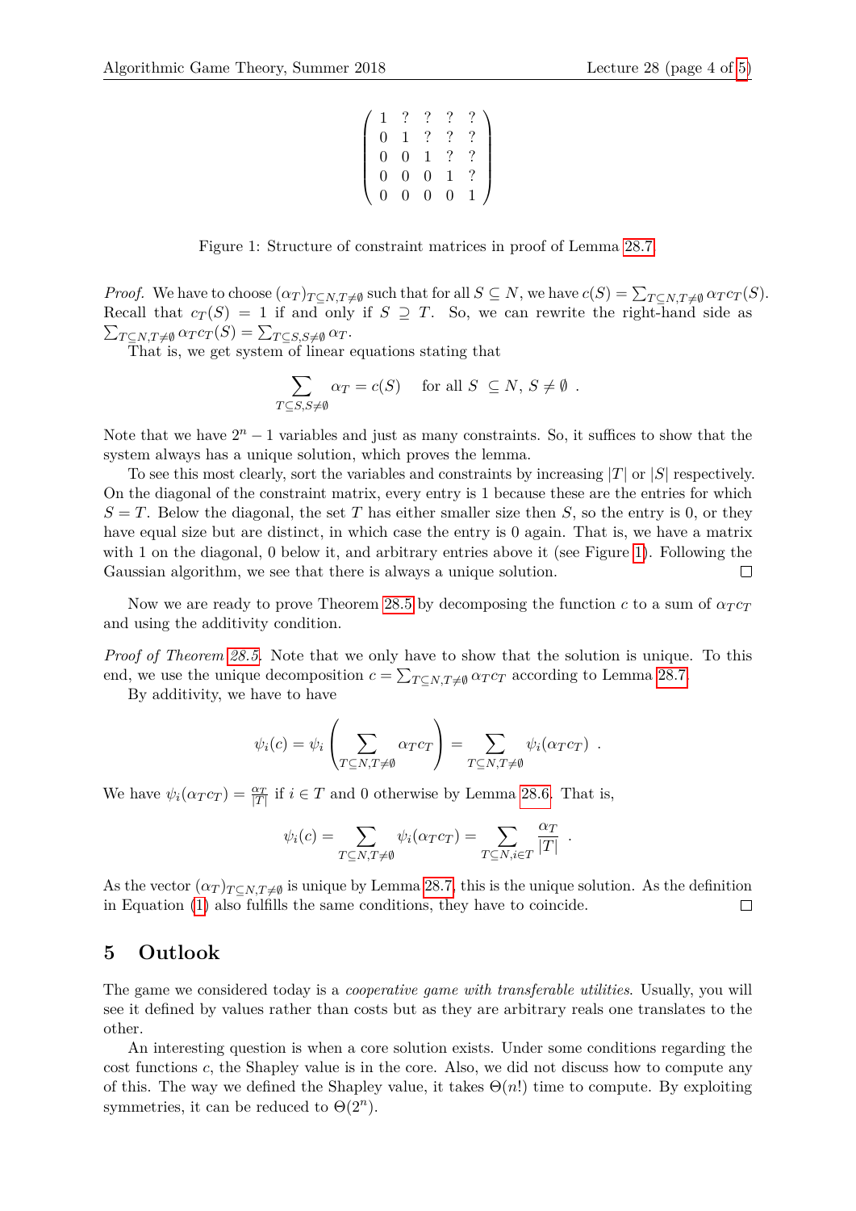$$
\begin{pmatrix}
1 & ? & ? & ? & ? \\
0 & 1 & ? & ? & ? \\
0 & 0 & 1 & ? & ? \\
0 & 0 & 0 & 1 & ? \\
0 & 0 & 0 & 0 & 1
\end{pmatrix}
$$

Figure 1: Structure of constraint matrices in proof of Lemma 28.7.

*Proof.* We have to choose $(\alpha_T)_{T \subseteq N, T \neq \emptyset}$ such that for all $S \subseteq N$, we have $c(S) = \sum_{T \subseteq N, T \neq \emptyset} \alpha_T c_T(S)$. Recall that $c_T(S) = 1$ if and only if $S \supseteq T$. So, we can rewrite the right-hand side as $\sum_{T \subseteq N, T \neq \emptyset} \alpha_T c_T(S) = \sum_{T \subseteq S, S \neq \emptyset} \alpha_T$.

That is, we get system of linear equations stating that

$$
\sum_{T \subseteq S, S \neq \emptyset} \alpha_T = c(S) \quad \text{for all } S \subseteq N,\, S \neq \emptyset \ .
$$

Note that we have $2^n - 1$ variables and just as many constraints. So, it suffices to show that the system always has a unique solution, which proves the lemma.

To see this most clearly, sort the variables and constraints by increasing $|T|$ or $|S|$ respectively. On the diagonal of the constraint matrix, every entry is 1 because these are the entries for which $S = T$. Below the diagonal, the set $T$ has either smaller size then $S$, so the entry is 0, or they have equal size but are distinct, in which case the entry is 0 again. That is, we have a matrix with 1 on the diagonal, 0 below it, and arbitrary entries above it (see Figure 1). Following the Gaussian algorithm, we see that there is always a unique solution. □

Now we are ready to prove Theorem 28.5 by decomposing the function $c$ to a sum of $\alpha_T c_T$ and using the additivity condition.

*Proof of Theorem 28.5.* Note that we only have to show that the solution is unique. To this end, we use the unique decomposition $c = \sum_{T \subseteq N, T \neq \emptyset} \alpha_T c_T$ according to Lemma 28.7.

By additivity, we have to have

$$
\psi_i(c) = \psi_i\left( \sum_{T \subseteq N, T \neq \emptyset} \alpha_T c_T \right) = \sum_{T \subseteq N, T \neq \emptyset} \psi_i(\alpha_T c_T) \ .
$$

We have $\psi_i(\alpha_T c_T) = \frac{\alpha_T}{|T|}$ if $i \in T$ and 0 otherwise by Lemma 28.6. That is,

$$
\psi_i(c) = \sum_{T \subseteq N, T \neq \emptyset} \psi_i(\alpha_T c_T) = \sum_{T \subseteq N, i \in T} \frac{\alpha_T}{|T|} \ .
$$

As the vector $(\alpha_T)_{T \subseteq N, T \neq \emptyset}$ is unique by Lemma 28.7, this is the unique solution. As the definition in Equation (1) also fulfills the same conditions, they have to coincide. □

## 5 Outlook

The game we considered today is a *cooperative game with transferable utilities*. Usually, you will see it defined by values rather than costs but as they are arbitrary reals one translates to the other.

An interesting question is when a core solution exists. Under some conditions regarding the cost functions $c$, the Shapley value is in the core. Also, we did not discuss how to compute any of this. The way we defined the Shapley value, it takes $\Theta(n!)$ time to compute. By exploiting symmetries, it can be reduced to $\Theta(2^n)$.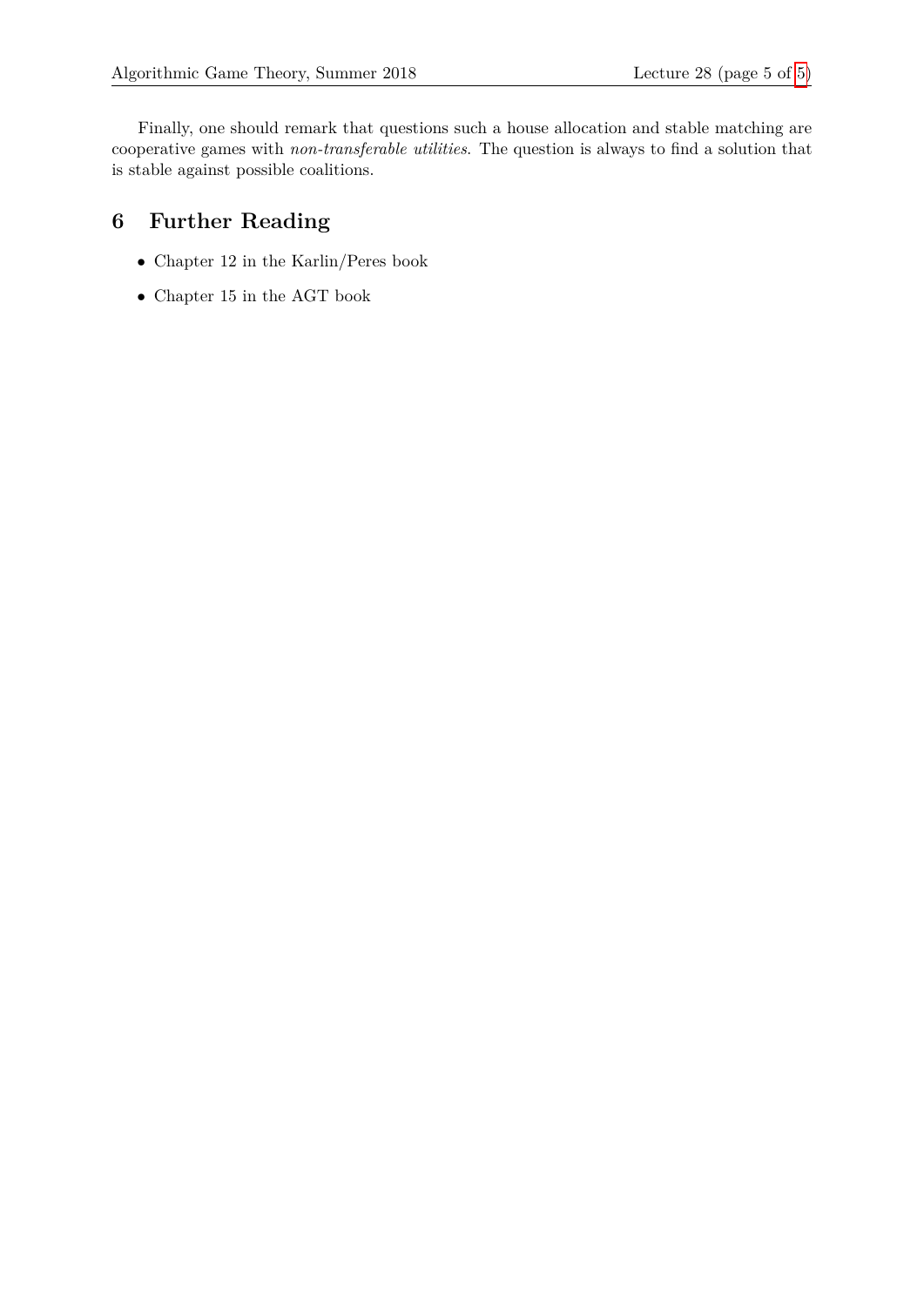Finally, one should remark that questions such a house allocation and stable matching are cooperative games with *non-transferable utilities*. The question is always to find a solution that is stable against possible coalitions.

## 6 Further Reading

- Chapter 12 in the Karlin/Peres book
- Chapter 15 in the AGT book